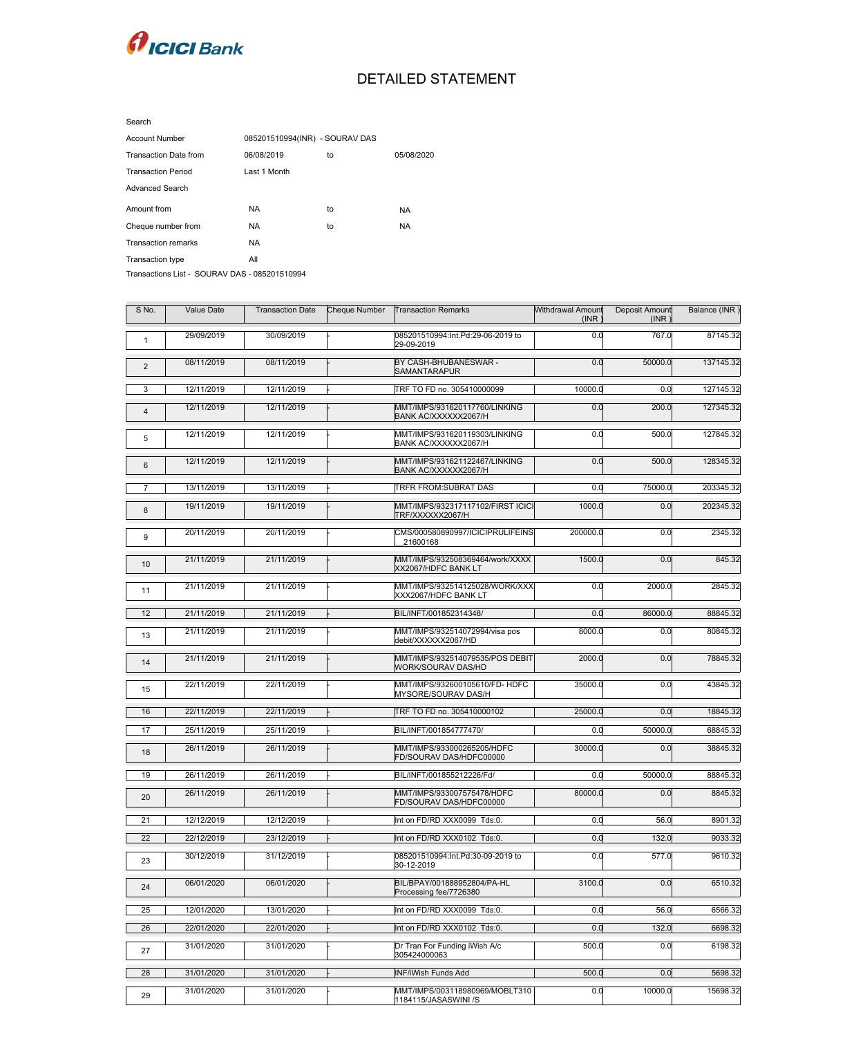ICICI Bank

# DETAILED STATEMENT

| | | | |
|---|---|---|---|
| Search | | | |
| Account Number | 085201510994(INR) - SOURAV DAS | | |
| Transaction Date from | 06/08/2019 | to | 05/08/2020 |
| Transaction Period | Last 1 Month | | |
| Advanced Search | | | |
| Amount from | NA | to | NA |
| Cheque number from | NA | to | NA |
| Transaction remarks | NA | | |
| Transaction type | All | | |

Transactions List - SOURAV DAS - 085201510994

| S No. | Value Date | Transaction Date | Cheque Number | Transaction Remarks | Withdrawal Amount (INR ) | Deposit Amount (INR ) | Balance (INR ) |
|---|---|---|---|---|---|---|---|
| 1 | 29/09/2019 | 30/09/2019 | - | 085201510994:Int.Pd:29-06-2019 to 29-09-2019 | 0.0 | 767.0 | 87145.32 |
| 2 | 08/11/2019 | 08/11/2019 | - | BY CASH-BHUBANESWAR - SAMANTARAPUR | 0.0 | 50000.0 | 137145.32 |
| 3 | 12/11/2019 | 12/11/2019 | - | TRF TO FD no. 305410000099 | 10000.0 | 0.0 | 127145.32 |
| 4 | 12/11/2019 | 12/11/2019 | - | MMT/IMPS/931620117760/LINKING BANK AC/XXXXXX2067/H | 0.0 | 200.0 | 127345.32 |
| 5 | 12/11/2019 | 12/11/2019 | - | MMT/IMPS/931620119303/LINKING BANK AC/XXXXXX2067/H | 0.0 | 500.0 | 127845.32 |
| 6 | 12/11/2019 | 12/11/2019 | - | MMT/IMPS/931621122467/LINKING BANK AC/XXXXXX2067/H | 0.0 | 500.0 | 128345.32 |
| 7 | 13/11/2019 | 13/11/2019 | - | TRFR FROM:SUBRAT DAS | 0.0 | 75000.0 | 203345.32 |
| 8 | 19/11/2019 | 19/11/2019 | - | MMT/IMPS/932317117102/FIRST ICICI TRF/XXXXXX2067/H | 1000.0 | 0.0 | 202345.32 |
| 9 | 20/11/2019 | 20/11/2019 | - | CMS/000580890997/ICICIPRULIFEINS _21600168 | 200000.0 | 0.0 | 2345.32 |
| 10 | 21/11/2019 | 21/11/2019 | - | MMT/IMPS/932508369464/work/XXXXXX2067/HDFC BANK LT | 1500.0 | 0.0 | 845.32 |
| 11 | 21/11/2019 | 21/11/2019 | - | MMT/IMPS/932514125028/WORK/XXXXXX2067/HDFC BANK LT | 0.0 | 2000.0 | 2845.32 |
| 12 | 21/11/2019 | 21/11/2019 | - | BIL/INFT/001852314348/ | 0.0 | 86000.0 | 88845.32 |
| 13 | 21/11/2019 | 21/11/2019 | - | MMT/IMPS/932514072994/visa pos debit/XXXXXX2067/HD | 8000.0 | 0.0 | 80845.32 |
| 14 | 21/11/2019 | 21/11/2019 | - | MMT/IMPS/932514079535/POS DEBIT WORK/SOURAV DAS/HD | 2000.0 | 0.0 | 78845.32 |
| 15 | 22/11/2019 | 22/11/2019 | - | MMT/IMPS/932600105610/FD- HDFC MYSORE/SOURAV DAS/H | 35000.0 | 0.0 | 43845.32 |
| 16 | 22/11/2019 | 22/11/2019 | - | TRF TO FD no. 305410000102 | 25000.0 | 0.0 | 18845.32 |
| 17 | 25/11/2019 | 25/11/2019 | - | BIL/INFT/001854777470/ | 0.0 | 50000.0 | 68845.32 |
| 18 | 26/11/2019 | 26/11/2019 | - | MMT/IMPS/933000265205/HDFC FD/SOURAV DAS/HDFC00000 | 30000.0 | 0.0 | 38845.32 |
| 19 | 26/11/2019 | 26/11/2019 | - | BIL/INFT/001855212226/Fd/ | 0.0 | 50000.0 | 88845.32 |
| 20 | 26/11/2019 | 26/11/2019 | - | MMT/IMPS/933007575478/HDFC FD/SOURAV DAS/HDFC00000 | 80000.0 | 0.0 | 8845.32 |
| 21 | 12/12/2019 | 12/12/2019 | - | Int on FD/RD XXX0099 Tds:0. | 0.0 | 56.0 | 8901.32 |
| 22 | 22/12/2019 | 23/12/2019 | - | Int on FD/RD XXX0102 Tds:0. | 0.0 | 132.0 | 9033.32 |
| 23 | 30/12/2019 | 31/12/2019 | - | 085201510994:Int.Pd:30-09-2019 to 30-12-2019 | 0.0 | 577.0 | 9610.32 |
| 24 | 06/01/2020 | 06/01/2020 | - | BIL/BPAY/001888952804/PA-HL Processing fee/7726380 | 3100.0 | 0.0 | 6510.32 |
| 25 | 12/01/2020 | 13/01/2020 | - | Int on FD/RD XXX0099 Tds:0. | 0.0 | 56.0 | 6566.32 |
| 26 | 22/01/2020 | 22/01/2020 | - | Int on FD/RD XXX0102 Tds:0. | 0.0 | 132.0 | 6698.32 |
| 27 | 31/01/2020 | 31/01/2020 | - | Dr Tran For Funding iWish A/c 305424000063 | 500.0 | 0.0 | 6198.32 |
| 28 | 31/01/2020 | 31/01/2020 | - | INF/iWish Funds Add | 500.0 | 0.0 | 5698.32 |
| 29 | 31/01/2020 | 31/01/2020 | - | MMT/IMPS/003118980969/MOBLT3101184115/JASASWINI /S | 0.0 | 10000.0 | 15698.32 |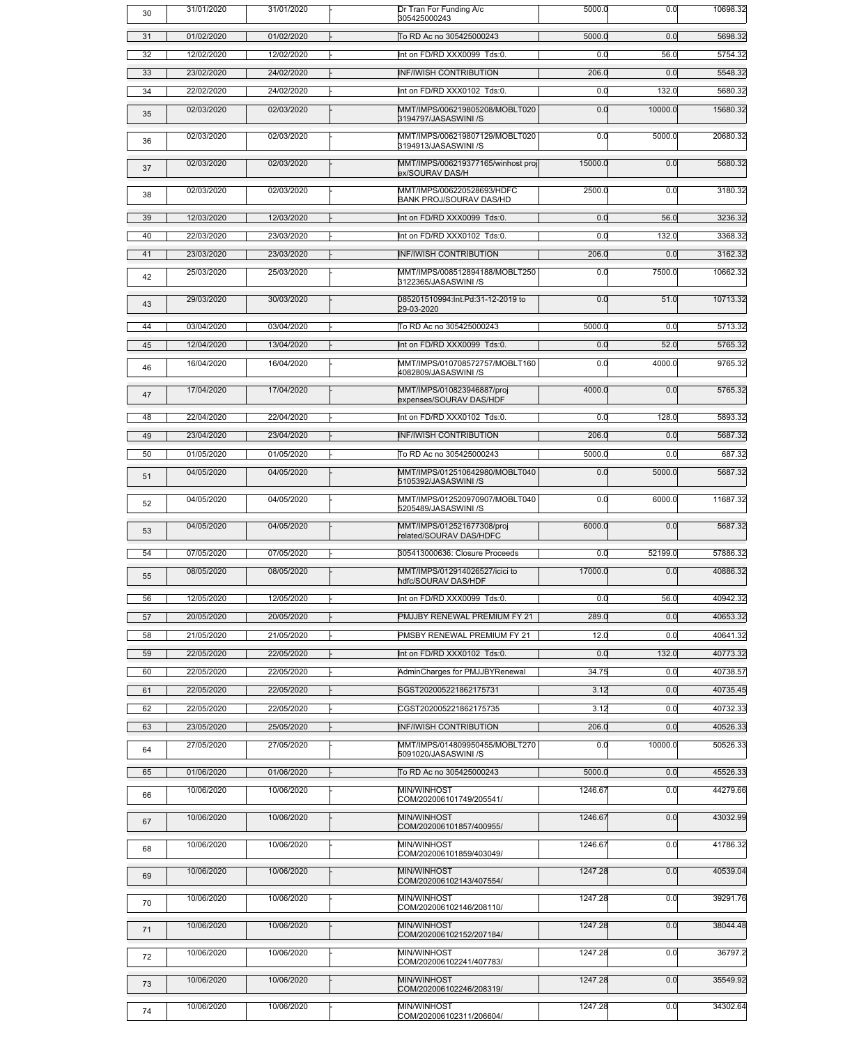| 30 | 31/01/2020 | 31/01/2020 | - | Dr Tran For Funding A/c 305425000243 | 5000.0 | 0.0 | 10698.32 |
|---|---|---|---|---|---|---|---|
| 31 | 01/02/2020 | 01/02/2020 | - | To RD Ac no 305425000243 | 5000.0 | 0.0 | 5698.32 |
| 32 | 12/02/2020 | 12/02/2020 | - | Int on FD/RD XXX0099 Tds:0. | 0.0 | 56.0 | 5754.32 |
| 33 | 23/02/2020 | 24/02/2020 | - | INF/IWISH CONTRIBUTION | 206.0 | 0.0 | 5548.32 |
| 34 | 22/02/2020 | 24/02/2020 | - | Int on FD/RD XXX0102 Tds:0. | 0.0 | 132.0 | 5680.32 |
| 35 | 02/03/2020 | 02/03/2020 | - | MMT/IMPS/006219805208/MOBLT0203194797/JASASWINI /S | 0.0 | 10000.0 | 15680.32 |
| 36 | 02/03/2020 | 02/03/2020 | - | MMT/IMPS/006219807129/MOBLT0203194913/JASASWINI /S | 0.0 | 5000.0 | 20680.32 |
| 37 | 02/03/2020 | 02/03/2020 | - | MMT/IMPS/006219377165/winhost projex/SOURAV DAS/H | 15000.0 | 0.0 | 5680.32 |
| 38 | 02/03/2020 | 02/03/2020 | - | MMT/IMPS/006220528693/HDFC BANK PROJ/SOURAV DAS/HD | 2500.0 | 0.0 | 3180.32 |
| 39 | 12/03/2020 | 12/03/2020 | - | Int on FD/RD XXX0099 Tds:0. | 0.0 | 56.0 | 3236.32 |
| 40 | 22/03/2020 | 23/03/2020 | - | Int on FD/RD XXX0102 Tds:0. | 0.0 | 132.0 | 3368.32 |
| 41 | 23/03/2020 | 23/03/2020 | - | INF/IWISH CONTRIBUTION | 206.0 | 0.0 | 3162.32 |
| 42 | 25/03/2020 | 25/03/2020 | - | MMT/IMPS/008512894188/MOBLT2503122365/JASASWINI /S | 0.0 | 7500.0 | 10662.32 |
| 43 | 29/03/2020 | 30/03/2020 | - | 085201510994:Int.Pd:31-12-2019 to 29-03-2020 | 0.0 | 51.0 | 10713.32 |
| 44 | 03/04/2020 | 03/04/2020 | - | To RD Ac no 305425000243 | 5000.0 | 0.0 | 5713.32 |
| 45 | 12/04/2020 | 13/04/2020 | - | Int on FD/RD XXX0099 Tds:0. | 0.0 | 52.0 | 5765.32 |
| 46 | 16/04/2020 | 16/04/2020 | - | MMT/IMPS/010708572757/MOBLT1604082809/JASASWINI /S | 0.0 | 4000.0 | 9765.32 |
| 47 | 17/04/2020 | 17/04/2020 | - | MMT/IMPS/010823946887/proj expenses/SOURAV DAS/HDF | 4000.0 | 0.0 | 5765.32 |
| 48 | 22/04/2020 | 22/04/2020 | - | Int on FD/RD XXX0102 Tds:0. | 0.0 | 128.0 | 5893.32 |
| 49 | 23/04/2020 | 23/04/2020 | - | INF/IWISH CONTRIBUTION | 206.0 | 0.0 | 5687.32 |
| 50 | 01/05/2020 | 01/05/2020 | - | To RD Ac no 305425000243 | 5000.0 | 0.0 | 687.32 |
| 51 | 04/05/2020 | 04/05/2020 | - | MMT/IMPS/012510642980/MOBLT0405105392/JASASWINI /S | 0.0 | 5000.0 | 5687.32 |
| 52 | 04/05/2020 | 04/05/2020 | - | MMT/IMPS/012520970907/MOBLT0405205489/JASASWINI /S | 0.0 | 6000.0 | 11687.32 |
| 53 | 04/05/2020 | 04/05/2020 | - | MMT/IMPS/012521677308/proj related/SOURAV DAS/HDFC | 6000.0 | 0.0 | 5687.32 |
| 54 | 07/05/2020 | 07/05/2020 | - | 305413000636: Closure Proceeds | 0.0 | 52199.0 | 57886.32 |
| 55 | 08/05/2020 | 08/05/2020 | - | MMT/IMPS/012914026527/icici to hdfc/SOURAV DAS/HDF | 17000.0 | 0.0 | 40886.32 |
| 56 | 12/05/2020 | 12/05/2020 | - | Int on FD/RD XXX0099 Tds:0. | 0.0 | 56.0 | 40942.32 |
| 57 | 20/05/2020 | 20/05/2020 | - | PMJJBY RENEWAL PREMIUM FY 21 | 289.0 | 0.0 | 40653.32 |
| 58 | 21/05/2020 | 21/05/2020 | - | PMSBY RENEWAL PREMIUM FY 21 | 12.0 | 0.0 | 40641.32 |
| 59 | 22/05/2020 | 22/05/2020 | - | Int on FD/RD XXX0102 Tds:0. | 0.0 | 132.0 | 40773.32 |
| 60 | 22/05/2020 | 22/05/2020 | - | AdminCharges for PMJJBYRenewal | 34.75 | 0.0 | 40738.57 |
| 61 | 22/05/2020 | 22/05/2020 | - | SGST202005221862175731 | 3.12 | 0.0 | 40735.45 |
| 62 | 22/05/2020 | 22/05/2020 | - | CGST202005221862175735 | 3.12 | 0.0 | 40732.33 |
| 63 | 23/05/2020 | 25/05/2020 | - | INF/IWISH CONTRIBUTION | 206.0 | 0.0 | 40526.33 |
| 64 | 27/05/2020 | 27/05/2020 | - | MMT/IMPS/014809950455/MOBLT2705091020/JASASWINI /S | 0.0 | 10000.0 | 50526.33 |
| 65 | 01/06/2020 | 01/06/2020 | - | To RD Ac no 305425000243 | 5000.0 | 0.0 | 45526.33 |
| 66 | 10/06/2020 | 10/06/2020 | - | MIN/WINHOST COM/202006101749/205541/ | 1246.67 | 0.0 | 44279.66 |
| 67 | 10/06/2020 | 10/06/2020 | - | MIN/WINHOST COM/202006101857/400955/ | 1246.67 | 0.0 | 43032.99 |
| 68 | 10/06/2020 | 10/06/2020 | - | MIN/WINHOST COM/202006101859/403049/ | 1246.67 | 0.0 | 41786.32 |
| 69 | 10/06/2020 | 10/06/2020 | - | MIN/WINHOST COM/202006102143/407554/ | 1247.28 | 0.0 | 40539.04 |
| 70 | 10/06/2020 | 10/06/2020 | - | MIN/WINHOST COM/202006102146/208110/ | 1247.28 | 0.0 | 39291.76 |
| 71 | 10/06/2020 | 10/06/2020 | - | MIN/WINHOST COM/202006102152/207184/ | 1247.28 | 0.0 | 38044.48 |
| 72 | 10/06/2020 | 10/06/2020 | - | MIN/WINHOST COM/202006102241/407783/ | 1247.28 | 0.0 | 36797.2 |
| 73 | 10/06/2020 | 10/06/2020 | - | MIN/WINHOST COM/202006102246/208319/ | 1247.28 | 0.0 | 35549.92 |
| 74 | 10/06/2020 | 10/06/2020 | - | MIN/WINHOST COM/202006102311/206604/ | 1247.28 | 0.0 | 34302.64 |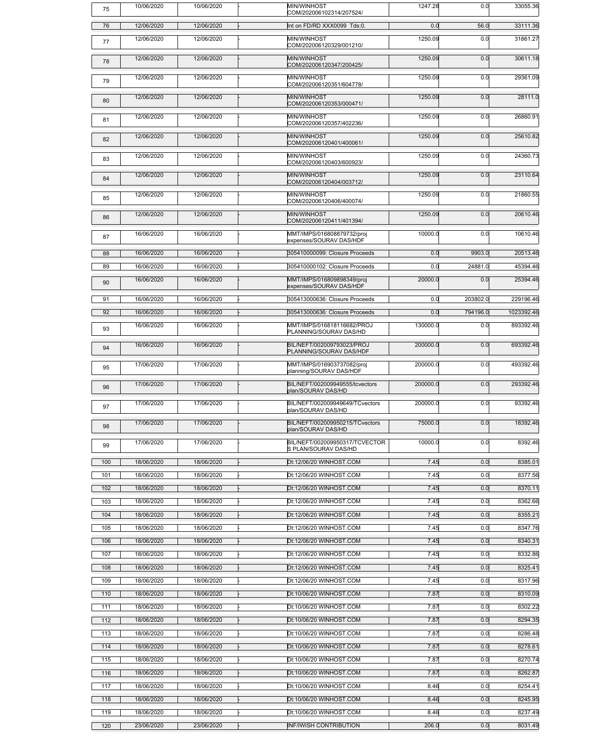| 75 | 10/06/2020 | 10/06/2020 | - | MIN/WINHOST COM/202006102314/207524/ | 1247.28 | 0.0 | 33055.36 |
|---|---|---|---|---|---|---|---|
| 76 | 12/06/2020 | 12/06/2020 | - | Int on FD/RD XXX0099 Tds:0. | 0.0 | 56.0 | 33111.36 |
| 77 | 12/06/2020 | 12/06/2020 | - | MIN/WINHOST COM/202006120329/001210/ | 1250.09 | 0.0 | 31861.27 |
| 78 | 12/06/2020 | 12/06/2020 | - | MIN/WINHOST COM/202006120347/200425/ | 1250.09 | 0.0 | 30611.18 |
| 79 | 12/06/2020 | 12/06/2020 | - | MIN/WINHOST COM/202006120351/604778/ | 1250.09 | 0.0 | 29361.09 |
| 80 | 12/06/2020 | 12/06/2020 | - | MIN/WINHOST COM/202006120353/000471/ | 1250.09 | 0.0 | 28111.0 |
| 81 | 12/06/2020 | 12/06/2020 | - | MIN/WINHOST COM/202006120357/402236/ | 1250.09 | 0.0 | 26860.91 |
| 82 | 12/06/2020 | 12/06/2020 | - | MIN/WINHOST COM/202006120401/400061/ | 1250.09 | 0.0 | 25610.82 |
| 83 | 12/06/2020 | 12/06/2020 | - | MIN/WINHOST COM/202006120403/600923/ | 1250.09 | 0.0 | 24360.73 |
| 84 | 12/06/2020 | 12/06/2020 | - | MIN/WINHOST COM/202006120404/003712/ | 1250.09 | 0.0 | 23110.64 |
| 85 | 12/06/2020 | 12/06/2020 | - | MIN/WINHOST COM/202006120406/400074/ | 1250.09 | 0.0 | 21860.55 |
| 86 | 12/06/2020 | 12/06/2020 | - | MIN/WINHOST COM/202006120411/401394/ | 1250.09 | 0.0 | 20610.46 |
| 87 | 16/06/2020 | 16/06/2020 | - | MMT/IMPS/016808879732/proj expenses/SOURAV DAS/HDF | 10000.0 | 0.0 | 10610.46 |
| 88 | 16/06/2020 | 16/06/2020 | - | 305410000099: Closure Proceeds | 0.0 | 9903.0 | 20513.46 |
| 89 | 16/06/2020 | 16/06/2020 | - | 305410000102: Closure Proceeds | 0.0 | 24881.0 | 45394.46 |
| 90 | 16/06/2020 | 16/06/2020 | - | MMT/IMPS/016809898349/proj expenses/SOURAV DAS/HDF | 20000.0 | 0.0 | 25394.46 |
| 91 | 16/06/2020 | 16/06/2020 | - | 305413000636: Closure Proceeds | 0.0 | 203802.0 | 229196.46 |
| 92 | 16/06/2020 | 16/06/2020 | - | 305413000636: Closure Proceeds | 0.0 | 794196.0 | 1023392.46 |
| 93 | 16/06/2020 | 16/06/2020 | - | MMT/IMPS/016818116682/PROJ PLANNING/SOURAV DAS/HD | 130000.0 | 0.0 | 893392.46 |
| 94 | 16/06/2020 | 16/06/2020 | - | BIL/NEFT/002009793023/PROJ PLANNING/SOURAV DAS/HDF | 200000.0 | 0.0 | 693392.46 |
| 95 | 17/06/2020 | 17/06/2020 | - | MMT/IMPS/016903737082/proj planning/SOURAV DAS/HDF | 200000.0 | 0.0 | 493392.46 |
| 96 | 17/06/2020 | 17/06/2020 | - | BIL/NEFT/002009949555/tcvectors plan/SOURAV DAS/HD | 200000.0 | 0.0 | 293392.46 |
| 97 | 17/06/2020 | 17/06/2020 | - | BIL/NEFT/002009949649/TCvectors plan/SOURAV DAS/HD | 200000.0 | 0.0 | 93392.46 |
| 98 | 17/06/2020 | 17/06/2020 | - | BIL/NEFT/002009950215/TCvectors plan/SOURAV DAS/HD | 75000.0 | 0.0 | 18392.46 |
| 99 | 17/06/2020 | 17/06/2020 | - | BIL/NEFT/002009950317/TCVECTOR S PLAN/SOURAV DAS/HD | 10000.0 | 0.0 | 8392.46 |
| 100 | 18/06/2020 | 18/06/2020 | - | Dt:12/06/20 WINHOST.COM | 7.45 | 0.0 | 8385.01 |
| 101 | 18/06/2020 | 18/06/2020 | - | Dt:12/06/20 WINHOST.COM | 7.45 | 0.0 | 8377.56 |
| 102 | 18/06/2020 | 18/06/2020 | - | Dt:12/06/20 WINHOST.COM | 7.45 | 0.0 | 8370.11 |
| 103 | 18/06/2020 | 18/06/2020 | - | Dt:12/06/20 WINHOST.COM | 7.45 | 0.0 | 8362.66 |
| 104 | 18/06/2020 | 18/06/2020 | - | Dt:12/06/20 WINHOST.COM | 7.45 | 0.0 | 8355.21 |
| 105 | 18/06/2020 | 18/06/2020 | - | Dt:12/06/20 WINHOST.COM | 7.45 | 0.0 | 8347.76 |
| 106 | 18/06/2020 | 18/06/2020 | - | Dt:12/06/20 WINHOST.COM | 7.45 | 0.0 | 8340.31 |
| 107 | 18/06/2020 | 18/06/2020 | - | Dt:12/06/20 WINHOST.COM | 7.45 | 0.0 | 8332.86 |
| 108 | 18/06/2020 | 18/06/2020 | - | Dt:12/06/20 WINHOST.COM | 7.45 | 0.0 | 8325.41 |
| 109 | 18/06/2020 | 18/06/2020 | - | Dt:12/06/20 WINHOST.COM | 7.45 | 0.0 | 8317.96 |
| 110 | 18/06/2020 | 18/06/2020 | - | Dt:10/06/20 WINHOST.COM | 7.87 | 0.0 | 8310.09 |
| 111 | 18/06/2020 | 18/06/2020 | - | Dt:10/06/20 WINHOST.COM | 7.87 | 0.0 | 8302.22 |
| 112 | 18/06/2020 | 18/06/2020 | - | Dt:10/06/20 WINHOST.COM | 7.87 | 0.0 | 8294.35 |
| 113 | 18/06/2020 | 18/06/2020 | - | Dt:10/06/20 WINHOST.COM | 7.87 | 0.0 | 8286.48 |
| 114 | 18/06/2020 | 18/06/2020 | - | Dt:10/06/20 WINHOST.COM | 7.87 | 0.0 | 8278.61 |
| 115 | 18/06/2020 | 18/06/2020 | - | Dt:10/06/20 WINHOST.COM | 7.87 | 0.0 | 8270.74 |
| 116 | 18/06/2020 | 18/06/2020 | - | Dt:10/06/20 WINHOST.COM | 7.87 | 0.0 | 8262.87 |
| 117 | 18/06/2020 | 18/06/2020 | - | Dt:10/06/20 WINHOST.COM | 8.46 | 0.0 | 8254.41 |
| 118 | 18/06/2020 | 18/06/2020 | - | Dt:10/06/20 WINHOST.COM | 8.46 | 0.0 | 8245.95 |
| 119 | 18/06/2020 | 18/06/2020 | - | Dt:10/06/20 WINHOST.COM | 8.46 | 0.0 | 8237.49 |
| 120 | 23/06/2020 | 23/06/2020 | - | INF/IWISH CONTRIBUTION | 206.0 | 0.0 | 8031.49 |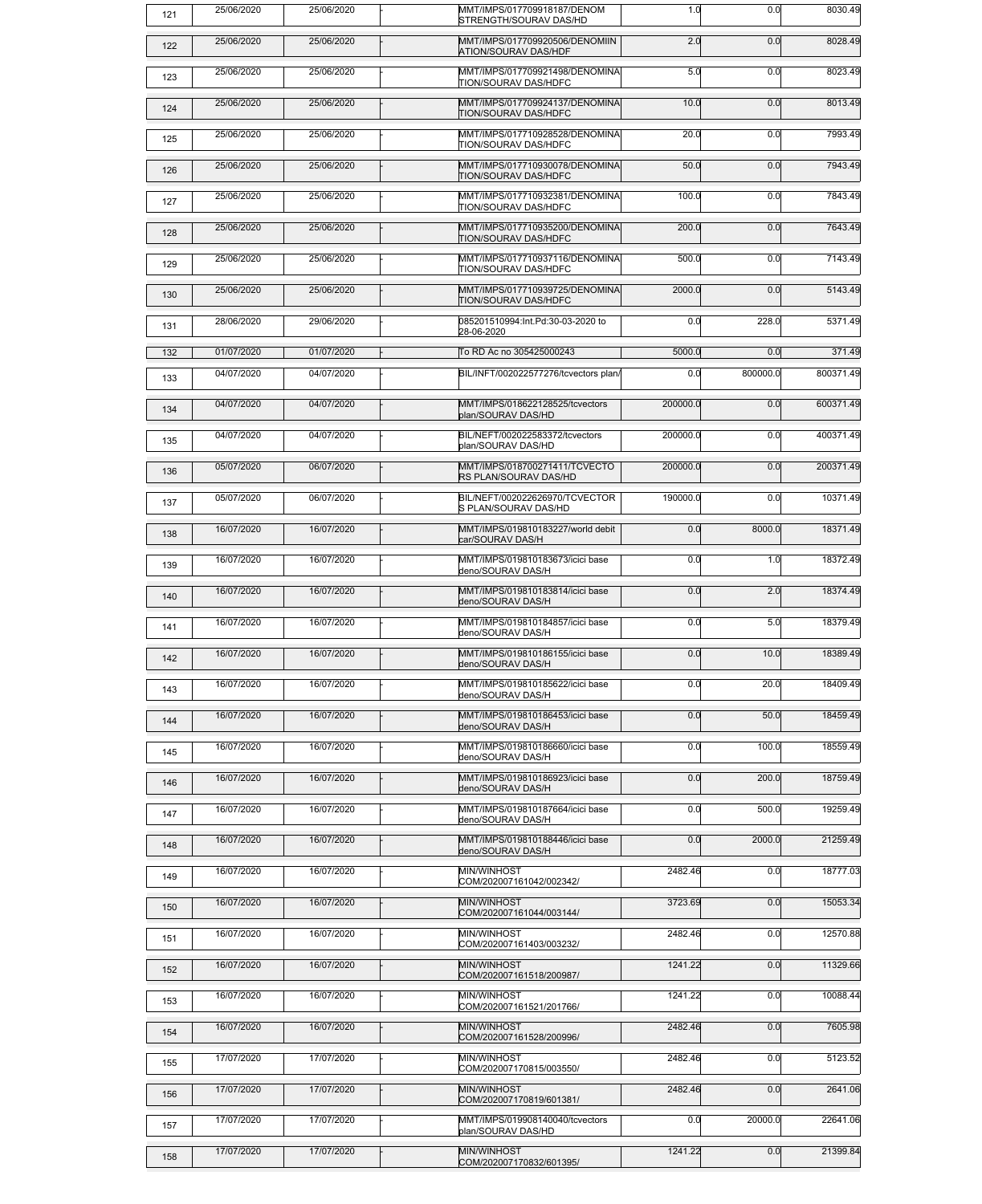| | | | | | | | |
|---|---|---|---|---|---|---|---|
| 121 | 25/06/2020 | 25/06/2020 | - | MMT/IMPS/017709918187/DENOM STRENGTH/SOURAV DAS/HD | 1.0 | 0.0 | 8030.49 |
| 122 | 25/06/2020 | 25/06/2020 | - | MMT/IMPS/017709920506/DENOMIIN ATION/SOURAV DAS/HDF | 2.0 | 0.0 | 8028.49 |
| 123 | 25/06/2020 | 25/06/2020 | - | MMT/IMPS/017709921498/DENOMINA TION/SOURAV DAS/HDFC | 5.0 | 0.0 | 8023.49 |
| 124 | 25/06/2020 | 25/06/2020 | - | MMT/IMPS/017709924137/DENOMINA TION/SOURAV DAS/HDFC | 10.0 | 0.0 | 8013.49 |
| 125 | 25/06/2020 | 25/06/2020 | - | MMT/IMPS/017710928528/DENOMINA TION/SOURAV DAS/HDFC | 20.0 | 0.0 | 7993.49 |
| 126 | 25/06/2020 | 25/06/2020 | - | MMT/IMPS/017710930078/DENOMINA TION/SOURAV DAS/HDFC | 50.0 | 0.0 | 7943.49 |
| 127 | 25/06/2020 | 25/06/2020 | - | MMT/IMPS/017710932381/DENOMINA TION/SOURAV DAS/HDFC | 100.0 | 0.0 | 7843.49 |
| 128 | 25/06/2020 | 25/06/2020 | - | MMT/IMPS/017710935200/DENOMINA TION/SOURAV DAS/HDFC | 200.0 | 0.0 | 7643.49 |
| 129 | 25/06/2020 | 25/06/2020 | - | MMT/IMPS/017710937116/DENOMINA TION/SOURAV DAS/HDFC | 500.0 | 0.0 | 7143.49 |
| 130 | 25/06/2020 | 25/06/2020 | - | MMT/IMPS/017710939725/DENOMINA TION/SOURAV DAS/HDFC | 2000.0 | 0.0 | 5143.49 |
| 131 | 28/06/2020 | 29/06/2020 | - | 085201510994:Int.Pd:30-03-2020 to 28-06-2020 | 0.0 | 228.0 | 5371.49 |
| 132 | 01/07/2020 | 01/07/2020 | - | To RD Ac no 305425000243 | 5000.0 | 0.0 | 371.49 |
| 133 | 04/07/2020 | 04/07/2020 | - | BIL/INFT/002022577276/tcvectors plan/ | 0.0 | 800000.0 | 800371.49 |
| 134 | 04/07/2020 | 04/07/2020 | - | MMT/IMPS/018622128525/tcvectors plan/SOURAV DAS/HD | 200000.0 | 0.0 | 600371.49 |
| 135 | 04/07/2020 | 04/07/2020 | - | BIL/NEFT/002022583372/tcvectors plan/SOURAV DAS/HD | 200000.0 | 0.0 | 400371.49 |
| 136 | 05/07/2020 | 06/07/2020 | - | MMT/IMPS/018700271411/TCVECTO RS PLAN/SOURAV DAS/HD | 200000.0 | 0.0 | 200371.49 |
| 137 | 05/07/2020 | 06/07/2020 | - | BIL/NEFT/002022626970/TCVECTOR S PLAN/SOURAV DAS/HD | 190000.0 | 0.0 | 10371.49 |
| 138 | 16/07/2020 | 16/07/2020 | - | MMT/IMPS/019810183227/world debit car/SOURAV DAS/H | 0.0 | 8000.0 | 18371.49 |
| 139 | 16/07/2020 | 16/07/2020 | - | MMT/IMPS/019810183673/icici base deno/SOURAV DAS/H | 0.0 | 1.0 | 18372.49 |
| 140 | 16/07/2020 | 16/07/2020 | - | MMT/IMPS/019810183814/icici base deno/SOURAV DAS/H | 0.0 | 2.0 | 18374.49 |
| 141 | 16/07/2020 | 16/07/2020 | - | MMT/IMPS/019810184857/icici base deno/SOURAV DAS/H | 0.0 | 5.0 | 18379.49 |
| 142 | 16/07/2020 | 16/07/2020 | - | MMT/IMPS/019810186155/icici base deno/SOURAV DAS/H | 0.0 | 10.0 | 18389.49 |
| 143 | 16/07/2020 | 16/07/2020 | - | MMT/IMPS/019810185622/icici base deno/SOURAV DAS/H | 0.0 | 20.0 | 18409.49 |
| 144 | 16/07/2020 | 16/07/2020 | - | MMT/IMPS/019810186453/icici base deno/SOURAV DAS/H | 0.0 | 50.0 | 18459.49 |
| 145 | 16/07/2020 | 16/07/2020 | - | MMT/IMPS/019810186660/icici base deno/SOURAV DAS/H | 0.0 | 100.0 | 18559.49 |
| 146 | 16/07/2020 | 16/07/2020 | - | MMT/IMPS/019810186923/icici base deno/SOURAV DAS/H | 0.0 | 200.0 | 18759.49 |
| 147 | 16/07/2020 | 16/07/2020 | - | MMT/IMPS/019810187664/icici base deno/SOURAV DAS/H | 0.0 | 500.0 | 19259.49 |
| 148 | 16/07/2020 | 16/07/2020 | - | MMT/IMPS/019810188446/icici base deno/SOURAV DAS/H | 0.0 | 2000.0 | 21259.49 |
| 149 | 16/07/2020 | 16/07/2020 | - | MIN/WINHOST COM/202007161042/002342/ | 2482.46 | 0.0 | 18777.03 |
| 150 | 16/07/2020 | 16/07/2020 | - | MIN/WINHOST COM/202007161044/003144/ | 3723.69 | 0.0 | 15053.34 |
| 151 | 16/07/2020 | 16/07/2020 | - | MIN/WINHOST COM/202007161403/003232/ | 2482.46 | 0.0 | 12570.88 |
| 152 | 16/07/2020 | 16/07/2020 | - | MIN/WINHOST COM/202007161518/200987/ | 1241.22 | 0.0 | 11329.66 |
| 153 | 16/07/2020 | 16/07/2020 | - | MIN/WINHOST COM/202007161521/201766/ | 1241.22 | 0.0 | 10088.44 |
| 154 | 16/07/2020 | 16/07/2020 | - | MIN/WINHOST COM/202007161528/200996/ | 2482.46 | 0.0 | 7605.98 |
| 155 | 17/07/2020 | 17/07/2020 | - | MIN/WINHOST COM/202007170815/003550/ | 2482.46 | 0.0 | 5123.52 |
| 156 | 17/07/2020 | 17/07/2020 | - | MIN/WINHOST COM/202007170819/601381/ | 2482.46 | 0.0 | 2641.06 |
| 157 | 17/07/2020 | 17/07/2020 | - | MMT/IMPS/019908140040/tcvectors plan/SOURAV DAS/HD | 0.0 | 20000.0 | 22641.06 |
| 158 | 17/07/2020 | 17/07/2020 | - | MIN/WINHOST COM/202007170832/601395/ | 1241.22 | 0.0 | 21399.84 |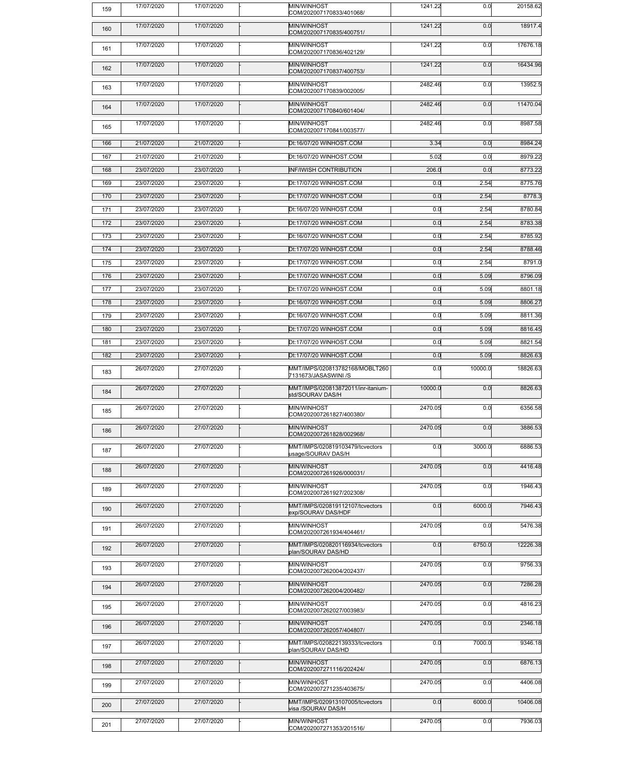| 159 | 17/07/2020 | 17/07/2020 | - | MIN/WINHOST COM/202007170833/401068/ | 1241.22 | 0.0 | 20158.62 |
|---|---|---|---|---|---|---|---|
| 160 | 17/07/2020 | 17/07/2020 | - | MIN/WINHOST COM/202007170835/400751/ | 1241.22 | 0.0 | 18917.4 |
| 161 | 17/07/2020 | 17/07/2020 | - | MIN/WINHOST COM/202007170836/402129/ | 1241.22 | 0.0 | 17676.18 |
| 162 | 17/07/2020 | 17/07/2020 | - | MIN/WINHOST COM/202007170837/400753/ | 1241.22 | 0.0 | 16434.96 |
| 163 | 17/07/2020 | 17/07/2020 | - | MIN/WINHOST COM/202007170839/002005/ | 2482.46 | 0.0 | 13952.5 |
| 164 | 17/07/2020 | 17/07/2020 | - | MIN/WINHOST COM/202007170840/601404/ | 2482.46 | 0.0 | 11470.04 |
| 165 | 17/07/2020 | 17/07/2020 | - | MIN/WINHOST COM/202007170841/003577/ | 2482.46 | 0.0 | 8987.58 |
| 166 | 21/07/2020 | 21/07/2020 | - | Dt:16/07/20 WINHOST.COM | 3.34 | 0.0 | 8984.24 |
| 167 | 21/07/2020 | 21/07/2020 | - | Dt:16/07/20 WINHOST.COM | 5.02 | 0.0 | 8979.22 |
| 168 | 23/07/2020 | 23/07/2020 | - | INF/IWISH CONTRIBUTION | 206.0 | 0.0 | 8773.22 |
| 169 | 23/07/2020 | 23/07/2020 | - | Dt:17/07/20 WINHOST.COM | 0.0 | 2.54 | 8775.76 |
| 170 | 23/07/2020 | 23/07/2020 | - | Dt:17/07/20 WINHOST.COM | 0.0 | 2.54 | 8778.3 |
| 171 | 23/07/2020 | 23/07/2020 | - | Dt:16/07/20 WINHOST.COM | 0.0 | 2.54 | 8780.84 |
| 172 | 23/07/2020 | 23/07/2020 | - | Dt:17/07/20 WINHOST.COM | 0.0 | 2.54 | 8783.38 |
| 173 | 23/07/2020 | 23/07/2020 | - | Dt:16/07/20 WINHOST.COM | 0.0 | 2.54 | 8785.92 |
| 174 | 23/07/2020 | 23/07/2020 | - | Dt:17/07/20 WINHOST.COM | 0.0 | 2.54 | 8788.46 |
| 175 | 23/07/2020 | 23/07/2020 | - | Dt:17/07/20 WINHOST.COM | 0.0 | 2.54 | 8791.0 |
| 176 | 23/07/2020 | 23/07/2020 | - | Dt:17/07/20 WINHOST.COM | 0.0 | 5.09 | 8796.09 |
| 177 | 23/07/2020 | 23/07/2020 | - | Dt:17/07/20 WINHOST.COM | 0.0 | 5.09 | 8801.18 |
| 178 | 23/07/2020 | 23/07/2020 | - | Dt:16/07/20 WINHOST.COM | 0.0 | 5.09 | 8806.27 |
| 179 | 23/07/2020 | 23/07/2020 | - | Dt:16/07/20 WINHOST.COM | 0.0 | 5.09 | 8811.36 |
| 180 | 23/07/2020 | 23/07/2020 | - | Dt:17/07/20 WINHOST.COM | 0.0 | 5.09 | 8816.45 |
| 181 | 23/07/2020 | 23/07/2020 | - | Dt:17/07/20 WINHOST.COM | 0.0 | 5.09 | 8821.54 |
| 182 | 23/07/2020 | 23/07/2020 | - | Dt:17/07/20 WINHOST.COM | 0.0 | 5.09 | 8826.63 |
| 183 | 26/07/2020 | 27/07/2020 | - | MMT/IMPS/020813782168/MOBLT260 7131673/JASASWINI /S | 0.0 | 10000.0 | 18826.63 |
| 184 | 26/07/2020 | 27/07/2020 | - | MMT/IMPS/020813872011/inr-itanium-std/SOURAV DAS/H | 10000.0 | 0.0 | 8826.63 |
| 185 | 26/07/2020 | 27/07/2020 | - | MIN/WINHOST COM/202007261827/400380/ | 2470.05 | 0.0 | 6356.58 |
| 186 | 26/07/2020 | 27/07/2020 | - | MIN/WINHOST COM/202007261828/002968/ | 2470.05 | 0.0 | 3886.53 |
| 187 | 26/07/2020 | 27/07/2020 | - | MMT/IMPS/020819103479/tcvectors usage/SOURAV DAS/H | 0.0 | 3000.0 | 6886.53 |
| 188 | 26/07/2020 | 27/07/2020 | - | MIN/WINHOST COM/202007261926/000031/ | 2470.05 | 0.0 | 4416.48 |
| 189 | 26/07/2020 | 27/07/2020 | - | MIN/WINHOST COM/202007261927/202308/ | 2470.05 | 0.0 | 1946.43 |
| 190 | 26/07/2020 | 27/07/2020 | - | MMT/IMPS/020819112107/tcvectors exp/SOURAV DAS/HDF | 0.0 | 6000.0 | 7946.43 |
| 191 | 26/07/2020 | 27/07/2020 | - | MIN/WINHOST COM/202007261934/404461/ | 2470.05 | 0.0 | 5476.38 |
| 192 | 26/07/2020 | 27/07/2020 | - | MMT/IMPS/020820116934/tcvectors plan/SOURAV DAS/HD | 0.0 | 6750.0 | 12226.38 |
| 193 | 26/07/2020 | 27/07/2020 | - | MIN/WINHOST COM/202007262004/202437/ | 2470.05 | 0.0 | 9756.33 |
| 194 | 26/07/2020 | 27/07/2020 | - | MIN/WINHOST COM/202007262004/200482/ | 2470.05 | 0.0 | 7286.28 |
| 195 | 26/07/2020 | 27/07/2020 | - | MIN/WINHOST COM/202007262027/003983/ | 2470.05 | 0.0 | 4816.23 |
| 196 | 26/07/2020 | 27/07/2020 | - | MIN/WINHOST COM/202007262057/404807/ | 2470.05 | 0.0 | 2346.18 |
| 197 | 26/07/2020 | 27/07/2020 | - | MMT/IMPS/020822139333/tcvectors plan/SOURAV DAS/HD | 0.0 | 7000.0 | 9346.18 |
| 198 | 27/07/2020 | 27/07/2020 | - | MIN/WINHOST COM/202007271116/202424/ | 2470.05 | 0.0 | 6876.13 |
| 199 | 27/07/2020 | 27/07/2020 | - | MIN/WINHOST COM/202007271235/403675/ | 2470.05 | 0.0 | 4406.08 |
| 200 | 27/07/2020 | 27/07/2020 | - | MMT/IMPS/020913107005/tcvectors visa /SOURAV DAS/H | 0.0 | 6000.0 | 10406.08 |
| 201 | 27/07/2020 | 27/07/2020 | - | MIN/WINHOST COM/202007271353/201516/ | 2470.05 | 0.0 | 7936.03 |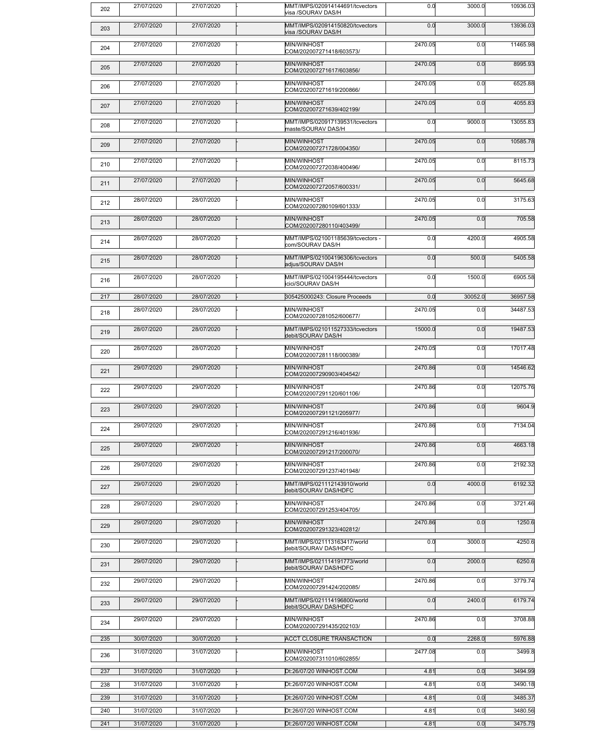| 202 | 27/07/2020 | 27/07/2020 | - | MMT/IMPS/020914144691/tcvectors visa /SOURAV DAS/H | 0.0 | 3000.0 | 10936.03 |
|---|---|---|---|---|---|---|---|
| 203 | 27/07/2020 | 27/07/2020 | - | MMT/IMPS/020914150820/tcvectors visa /SOURAV DAS/H | 0.0 | 3000.0 | 13936.03 |
| 204 | 27/07/2020 | 27/07/2020 | - | MIN/WINHOST COM/202007271418/603573/ | 2470.05 | 0.0 | 11465.98 |
| 205 | 27/07/2020 | 27/07/2020 | - | MIN/WINHOST COM/202007271617/603856/ | 2470.05 | 0.0 | 8995.93 |
| 206 | 27/07/2020 | 27/07/2020 | - | MIN/WINHOST COM/202007271619/200866/ | 2470.05 | 0.0 | 6525.88 |
| 207 | 27/07/2020 | 27/07/2020 | - | MIN/WINHOST COM/202007271639/402199/ | 2470.05 | 0.0 | 4055.83 |
| 208 | 27/07/2020 | 27/07/2020 | - | MMT/IMPS/020917139531/tcvectors maste/SOURAV DAS/H | 0.0 | 9000.0 | 13055.83 |
| 209 | 27/07/2020 | 27/07/2020 | - | MIN/WINHOST COM/202007271728/004350/ | 2470.05 | 0.0 | 10585.78 |
| 210 | 27/07/2020 | 27/07/2020 | - | MIN/WINHOST COM/202007272038/400496/ | 2470.05 | 0.0 | 8115.73 |
| 211 | 27/07/2020 | 27/07/2020 | - | MIN/WINHOST COM/202007272057/600331/ | 2470.05 | 0.0 | 5645.68 |
| 212 | 28/07/2020 | 28/07/2020 | - | MIN/WINHOST COM/202007280109/601333/ | 2470.05 | 0.0 | 3175.63 |
| 213 | 28/07/2020 | 28/07/2020 | - | MIN/WINHOST COM/202007280110/403499/ | 2470.05 | 0.0 | 705.58 |
| 214 | 28/07/2020 | 28/07/2020 | - | MMT/IMPS/021001185639/tcvectors - com/SOURAV DAS/H | 0.0 | 4200.0 | 4905.58 |
| 215 | 28/07/2020 | 28/07/2020 | - | MMT/IMPS/021004196306/tcvectors adjus/SOURAV DAS/H | 0.0 | 500.0 | 5405.58 |
| 216 | 28/07/2020 | 28/07/2020 | - | MMT/IMPS/021004195444/tcvectors icici/SOURAV DAS/H | 0.0 | 1500.0 | 6905.58 |
| 217 | 28/07/2020 | 28/07/2020 | - | 305425000243: Closure Proceeds | 0.0 | 30052.0 | 36957.58 |
| 218 | 28/07/2020 | 28/07/2020 | - | MIN/WINHOST COM/202007281052/600677/ | 2470.05 | 0.0 | 34487.53 |
| 219 | 28/07/2020 | 28/07/2020 | - | MMT/IMPS/021011527333/tcvectors debit/SOURAV DAS/H | 15000.0 | 0.0 | 19487.53 |
| 220 | 28/07/2020 | 28/07/2020 | - | MIN/WINHOST COM/202007281118/000389/ | 2470.05 | 0.0 | 17017.48 |
| 221 | 29/07/2020 | 29/07/2020 | - | MIN/WINHOST COM/202007290903/404542/ | 2470.86 | 0.0 | 14546.62 |
| 222 | 29/07/2020 | 29/07/2020 | - | MIN/WINHOST COM/202007291120/601106/ | 2470.86 | 0.0 | 12075.76 |
| 223 | 29/07/2020 | 29/07/2020 | - | MIN/WINHOST COM/202007291121/205977/ | 2470.86 | 0.0 | 9604.9 |
| 224 | 29/07/2020 | 29/07/2020 | - | MIN/WINHOST COM/202007291216/401936/ | 2470.86 | 0.0 | 7134.04 |
| 225 | 29/07/2020 | 29/07/2020 | - | MIN/WINHOST COM/202007291217/200070/ | 2470.86 | 0.0 | 4663.18 |
| 226 | 29/07/2020 | 29/07/2020 | - | MIN/WINHOST COM/202007291237/401948/ | 2470.86 | 0.0 | 2192.32 |
| 227 | 29/07/2020 | 29/07/2020 | - | MMT/IMPS/021112143910/world debit/SOURAV DAS/HDFC | 0.0 | 4000.0 | 6192.32 |
| 228 | 29/07/2020 | 29/07/2020 | - | MIN/WINHOST COM/202007291253/404705/ | 2470.86 | 0.0 | 3721.46 |
| 229 | 29/07/2020 | 29/07/2020 | - | MIN/WINHOST COM/202007291323/402812/ | 2470.86 | 0.0 | 1250.6 |
| 230 | 29/07/2020 | 29/07/2020 | - | MMT/IMPS/021113163417/world debit/SOURAV DAS/HDFC | 0.0 | 3000.0 | 4250.6 |
| 231 | 29/07/2020 | 29/07/2020 | - | MMT/IMPS/021114191773/world debit/SOURAV DAS/HDFC | 0.0 | 2000.0 | 6250.6 |
| 232 | 29/07/2020 | 29/07/2020 | - | MIN/WINHOST COM/202007291424/202085/ | 2470.86 | 0.0 | 3779.74 |
| 233 | 29/07/2020 | 29/07/2020 | - | MMT/IMPS/021114196800/world debit/SOURAV DAS/HDFC | 0.0 | 2400.0 | 6179.74 |
| 234 | 29/07/2020 | 29/07/2020 | - | MIN/WINHOST COM/202007291435/202103/ | 2470.86 | 0.0 | 3708.88 |
| 235 | 30/07/2020 | 30/07/2020 | - | ACCT CLOSURE TRANSACTION | 0.0 | 2268.0 | 5976.88 |
| 236 | 31/07/2020 | 31/07/2020 | - | MIN/WINHOST COM/202007311010/602855/ | 2477.08 | 0.0 | 3499.8 |
| 237 | 31/07/2020 | 31/07/2020 | - | Dt:26/07/20 WINHOST.COM | 4.81 | 0.0 | 3494.99 |
| 238 | 31/07/2020 | 31/07/2020 | - | Dt:26/07/20 WINHOST.COM | 4.81 | 0.0 | 3490.18 |
| 239 | 31/07/2020 | 31/07/2020 | - | Dt:26/07/20 WINHOST.COM | 4.81 | 0.0 | 3485.37 |
| 240 | 31/07/2020 | 31/07/2020 | - | Dt:26/07/20 WINHOST.COM | 4.81 | 0.0 | 3480.56 |
| 241 | 31/07/2020 | 31/07/2020 | - | Dt:26/07/20 WINHOST.COM | 4.81 | 0.0 | 3475.75 |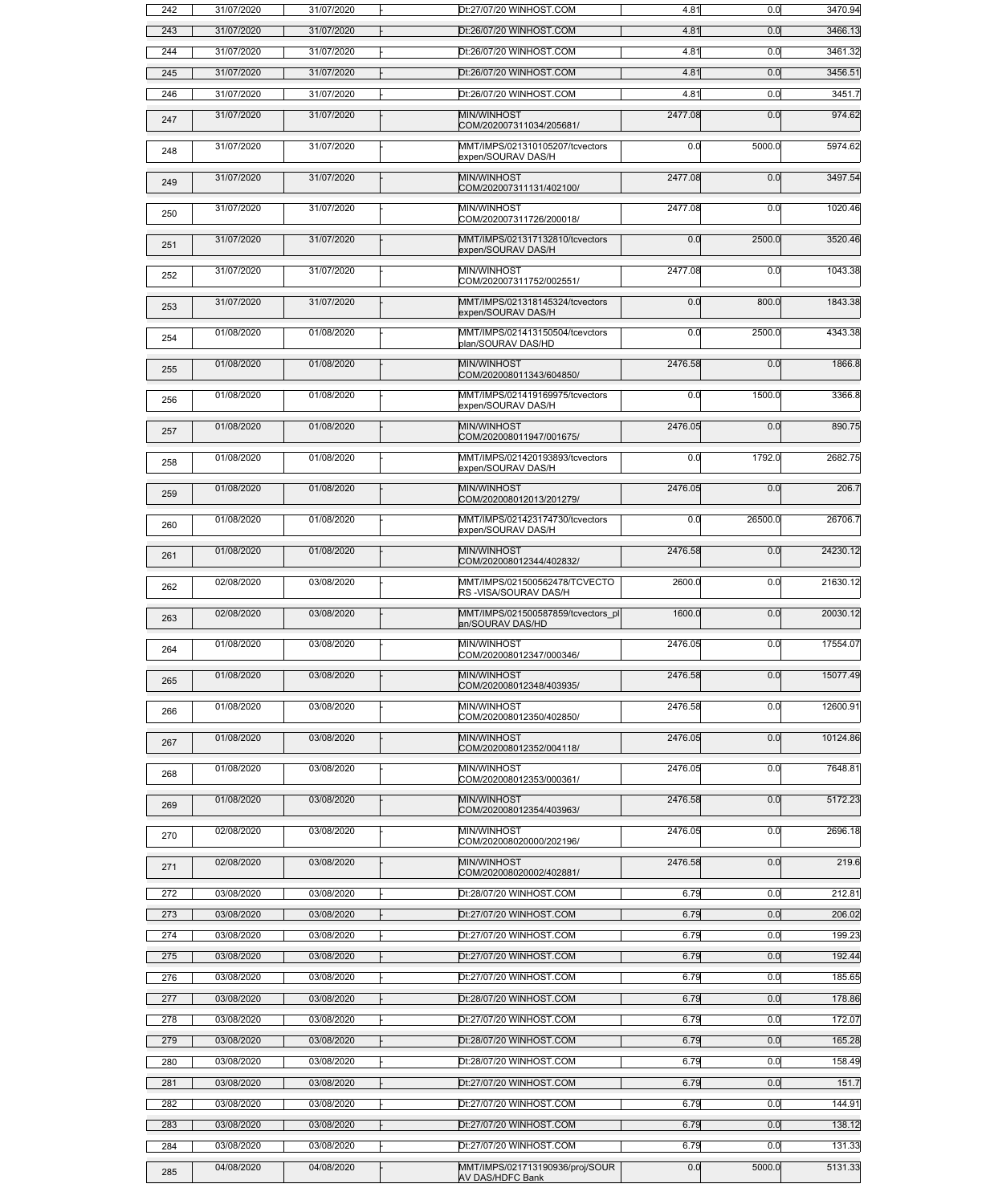| | | | | | | | |
|---|---|---|---|---|---|---|---|
| 242 | 31/07/2020 | 31/07/2020 | - | Dt:27/07/20 WINHOST.COM | 4.81 | 0.0 | 3470.94 |
| 243 | 31/07/2020 | 31/07/2020 | - | Dt:26/07/20 WINHOST.COM | 4.81 | 0.0 | 3466.13 |
| 244 | 31/07/2020 | 31/07/2020 | - | Dt:26/07/20 WINHOST.COM | 4.81 | 0.0 | 3461.32 |
| 245 | 31/07/2020 | 31/07/2020 | - | Dt:26/07/20 WINHOST.COM | 4.81 | 0.0 | 3456.51 |
| 246 | 31/07/2020 | 31/07/2020 | - | Dt:26/07/20 WINHOST.COM | 4.81 | 0.0 | 3451.7 |
| 247 | 31/07/2020 | 31/07/2020 | - | MIN/WINHOST COM/202007311034/205681/ | 2477.08 | 0.0 | 974.62 |
| 248 | 31/07/2020 | 31/07/2020 | - | MMT/IMPS/021310105207/tcvectors expen/SOURAV DAS/H | 0.0 | 5000.0 | 5974.62 |
| 249 | 31/07/2020 | 31/07/2020 | - | MIN/WINHOST COM/202007311131/402100/ | 2477.08 | 0.0 | 3497.54 |
| 250 | 31/07/2020 | 31/07/2020 | - | MIN/WINHOST COM/202007311726/200018/ | 2477.08 | 0.0 | 1020.46 |
| 251 | 31/07/2020 | 31/07/2020 | - | MMT/IMPS/021317132810/tcvectors expen/SOURAV DAS/H | 0.0 | 2500.0 | 3520.46 |
| 252 | 31/07/2020 | 31/07/2020 | - | MIN/WINHOST COM/202007311752/002551/ | 2477.08 | 0.0 | 1043.38 |
| 253 | 31/07/2020 | 31/07/2020 | - | MMT/IMPS/021318145324/tcvectors expen/SOURAV DAS/H | 0.0 | 800.0 | 1843.38 |
| 254 | 01/08/2020 | 01/08/2020 | - | MMT/IMPS/021413150504/tcevctors plan/SOURAV DAS/HD | 0.0 | 2500.0 | 4343.38 |
| 255 | 01/08/2020 | 01/08/2020 | - | MIN/WINHOST COM/202008011343/604850/ | 2476.58 | 0.0 | 1866.8 |
| 256 | 01/08/2020 | 01/08/2020 | - | MMT/IMPS/021419169975/tcvectors expen/SOURAV DAS/H | 0.0 | 1500.0 | 3366.8 |
| 257 | 01/08/2020 | 01/08/2020 | - | MIN/WINHOST COM/202008011947/001675/ | 2476.05 | 0.0 | 890.75 |
| 258 | 01/08/2020 | 01/08/2020 | - | MMT/IMPS/021420193893/tcvectors expen/SOURAV DAS/H | 0.0 | 1792.0 | 2682.75 |
| 259 | 01/08/2020 | 01/08/2020 | - | MIN/WINHOST COM/202008012013/201279/ | 2476.05 | 0.0 | 206.7 |
| 260 | 01/08/2020 | 01/08/2020 | - | MMT/IMPS/021423174730/tcvectors expen/SOURAV DAS/H | 0.0 | 26500.0 | 26706.7 |
| 261 | 01/08/2020 | 01/08/2020 | - | MIN/WINHOST COM/202008012344/402832/ | 2476.58 | 0.0 | 24230.12 |
| 262 | 02/08/2020 | 03/08/2020 | - | MMT/IMPS/021500562478/TCVECTO RS -VISA/SOURAV DAS/H | 2600.0 | 0.0 | 21630.12 |
| 263 | 02/08/2020 | 03/08/2020 | - | MMT/IMPS/021500587859/tcvectors_pl an/SOURAV DAS/HD | 1600.0 | 0.0 | 20030.12 |
| 264 | 01/08/2020 | 03/08/2020 | - | MIN/WINHOST COM/202008012347/000346/ | 2476.05 | 0.0 | 17554.07 |
| 265 | 01/08/2020 | 03/08/2020 | - | MIN/WINHOST COM/202008012348/403935/ | 2476.58 | 0.0 | 15077.49 |
| 266 | 01/08/2020 | 03/08/2020 | - | MIN/WINHOST COM/202008012350/402850/ | 2476.58 | 0.0 | 12600.91 |
| 267 | 01/08/2020 | 03/08/2020 | - | MIN/WINHOST COM/202008012352/004118/ | 2476.05 | 0.0 | 10124.86 |
| 268 | 01/08/2020 | 03/08/2020 | - | MIN/WINHOST COM/202008012353/000361/ | 2476.05 | 0.0 | 7648.81 |
| 269 | 01/08/2020 | 03/08/2020 | - | MIN/WINHOST COM/202008012354/403963/ | 2476.58 | 0.0 | 5172.23 |
| 270 | 02/08/2020 | 03/08/2020 | - | MIN/WINHOST COM/202008020000/202196/ | 2476.05 | 0.0 | 2696.18 |
| 271 | 02/08/2020 | 03/08/2020 | - | MIN/WINHOST COM/202008020002/402881/ | 2476.58 | 0.0 | 219.6 |
| 272 | 03/08/2020 | 03/08/2020 | - | Dt:28/07/20 WINHOST.COM | 6.79 | 0.0 | 212.81 |
| 273 | 03/08/2020 | 03/08/2020 | - | Dt:27/07/20 WINHOST.COM | 6.79 | 0.0 | 206.02 |
| 274 | 03/08/2020 | 03/08/2020 | - | Dt:27/07/20 WINHOST.COM | 6.79 | 0.0 | 199.23 |
| 275 | 03/08/2020 | 03/08/2020 | - | Dt:27/07/20 WINHOST.COM | 6.79 | 0.0 | 192.44 |
| 276 | 03/08/2020 | 03/08/2020 | - | Dt:27/07/20 WINHOST.COM | 6.79 | 0.0 | 185.65 |
| 277 | 03/08/2020 | 03/08/2020 | - | Dt:28/07/20 WINHOST.COM | 6.79 | 0.0 | 178.86 |
| 278 | 03/08/2020 | 03/08/2020 | - | Dt:27/07/20 WINHOST.COM | 6.79 | 0.0 | 172.07 |
| 279 | 03/08/2020 | 03/08/2020 | - | Dt:28/07/20 WINHOST.COM | 6.79 | 0.0 | 165.28 |
| 280 | 03/08/2020 | 03/08/2020 | - | Dt:28/07/20 WINHOST.COM | 6.79 | 0.0 | 158.49 |
| 281 | 03/08/2020 | 03/08/2020 | - | Dt:27/07/20 WINHOST.COM | 6.79 | 0.0 | 151.7 |
| 282 | 03/08/2020 | 03/08/2020 | - | Dt:27/07/20 WINHOST.COM | 6.79 | 0.0 | 144.91 |
| 283 | 03/08/2020 | 03/08/2020 | - | Dt:27/07/20 WINHOST.COM | 6.79 | 0.0 | 138.12 |
| 284 | 03/08/2020 | 03/08/2020 | - | Dt:27/07/20 WINHOST.COM | 6.79 | 0.0 | 131.33 |
| 285 | 04/08/2020 | 04/08/2020 | - | MMT/IMPS/021713190936/proj/SOUR AV DAS/HDFC Bank | 0.0 | 5000.0 | 5131.33 |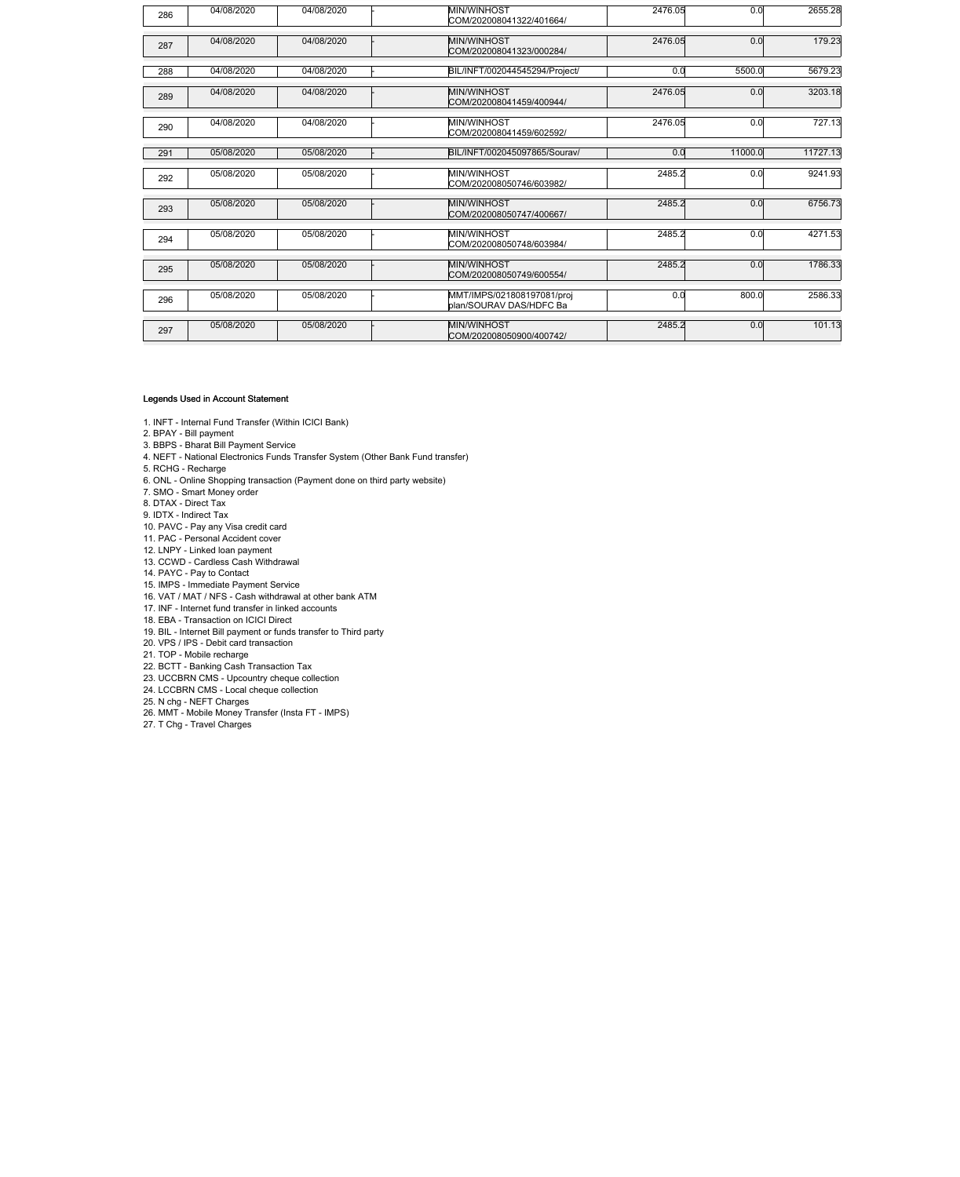| | | | | | | | |
|---|---|---|---|---|---|---|---|
| 286 | 04/08/2020 | 04/08/2020 | - | MIN/WINHOST COM/202008041322/401664/ | 2476.05 | 0.0 | 2655.28 |
| 287 | 04/08/2020 | 04/08/2020 | - | MIN/WINHOST COM/202008041323/000284/ | 2476.05 | 0.0 | 179.23 |
| 288 | 04/08/2020 | 04/08/2020 | - | BIL/INFT/002044545294/Project/ | 0.0 | 5500.0 | 5679.23 |
| 289 | 04/08/2020 | 04/08/2020 | - | MIN/WINHOST COM/202008041459/400944/ | 2476.05 | 0.0 | 3203.18 |
| 290 | 04/08/2020 | 04/08/2020 | - | MIN/WINHOST COM/202008041459/602592/ | 2476.05 | 0.0 | 727.13 |
| 291 | 05/08/2020 | 05/08/2020 | - | BIL/INFT/002045097865/Sourav/ | 0.0 | 11000.0 | 11727.13 |
| 292 | 05/08/2020 | 05/08/2020 | - | MIN/WINHOST COM/202008050746/603982/ | 2485.2 | 0.0 | 9241.93 |
| 293 | 05/08/2020 | 05/08/2020 | - | MIN/WINHOST COM/202008050747/400667/ | 2485.2 | 0.0 | 6756.73 |
| 294 | 05/08/2020 | 05/08/2020 | - | MIN/WINHOST COM/202008050748/603984/ | 2485.2 | 0.0 | 4271.53 |
| 295 | 05/08/2020 | 05/08/2020 | - | MIN/WINHOST COM/202008050749/600554/ | 2485.2 | 0.0 | 1786.33 |
| 296 | 05/08/2020 | 05/08/2020 | - | MMT/IMPS/021808197081/proj plan/SOURAV DAS/HDFC Ba | 0.0 | 800.0 | 2586.33 |
| 297 | 05/08/2020 | 05/08/2020 | - | MIN/WINHOST COM/202008050900/400742/ | 2485.2 | 0.0 | 101.13 |

**Legends Used in Account Statement**

1. INFT - Internal Fund Transfer (Within ICICI Bank)
2. BPAY - Bill payment
3. BBPS - Bharat Bill Payment Service
4. NEFT - National Electronics Funds Transfer System (Other Bank Fund transfer)
5. RCHG - Recharge
6. ONL - Online Shopping transaction (Payment done on third party website)
7. SMO - Smart Money order
8. DTAX - Direct Tax
9. IDTX - Indirect Tax
10. PAVC - Pay any Visa credit card
11. PAC - Personal Accident cover
12. LNPY - Linked loan payment
13. CCWD - Cardless Cash Withdrawal
14. PAYC - Pay to Contact
15. IMPS - Immediate Payment Service
16. VAT / MAT / NFS - Cash withdrawal at other bank ATM
17. INF - Internet fund transfer in linked accounts
18. EBA - Transaction on ICICI Direct
19. BIL - Internet Bill payment or funds transfer to Third party
20. VPS / IPS - Debit card transaction
21. TOP - Mobile recharge
22. BCTT - Banking Cash Transaction Tax
23. UCCBRN CMS - Upcountry cheque collection
24. LCCBRN CMS - Local cheque collection
25. N chg - NEFT Charges
26. MMT - Mobile Money Transfer (Insta FT - IMPS)
27. T Chg - Travel Charges